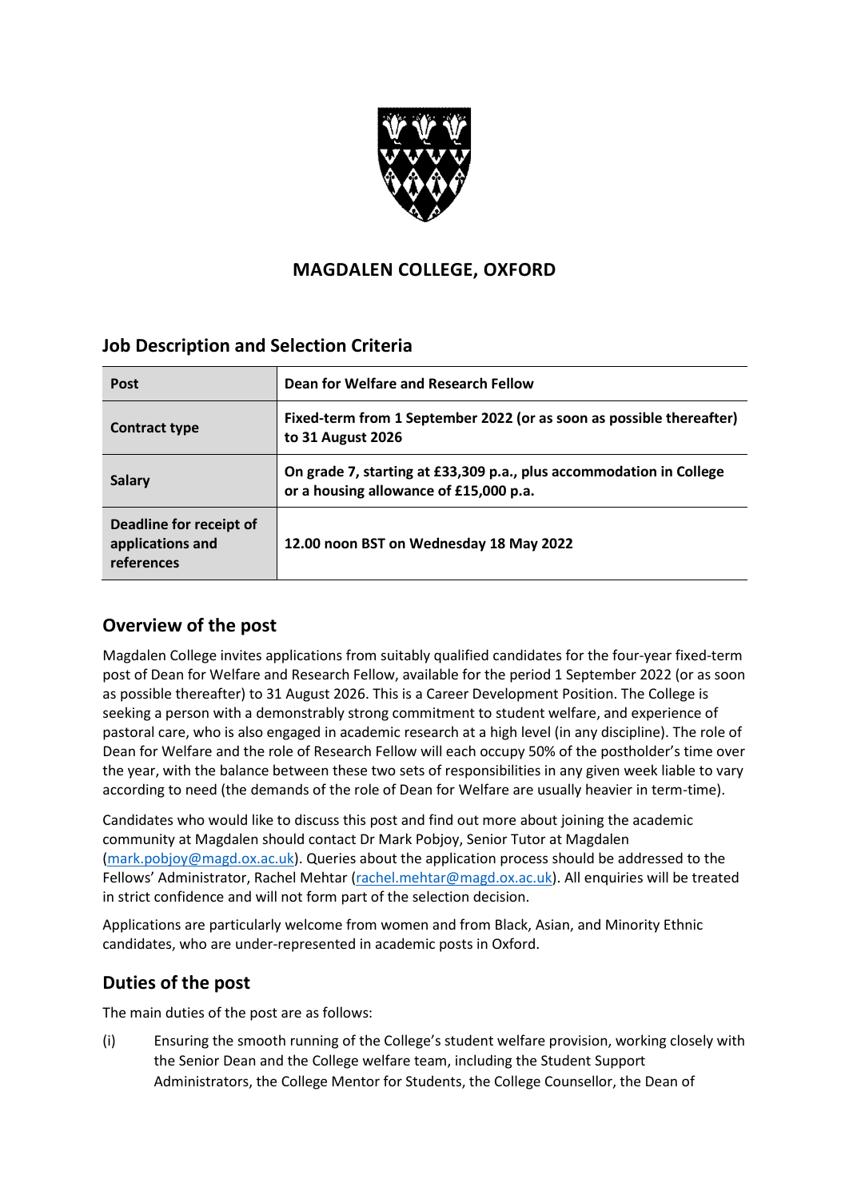# MAGDALEN COLLEGE, OXFORD

## Job Description and Selection Criteria

| Post | Dean for Welfare and Research Fellow |
|---|---|
| Contract type | Fixed-term from 1 September 2022 (or as soon as possible thereafter) to 31 August 2026 |
| Salary | On grade 7, starting at £33,309 p.a., plus accommodation in College or a housing allowance of £15,000 p.a. |
| Deadline for receipt of applications and references | 12.00 noon BST on Wednesday 18 May 2022 |

## Overview of the post

Magdalen College invites applications from suitably qualified candidates for the four-year fixed-term post of Dean for Welfare and Research Fellow, available for the period 1 September 2022 (or as soon as possible thereafter) to 31 August 2026. This is a Career Development Position. The College is seeking a person with a demonstrably strong commitment to student welfare, and experience of pastoral care, who is also engaged in academic research at a high level (in any discipline). The role of Dean for Welfare and the role of Research Fellow will each occupy 50% of the postholder's time over the year, with the balance between these two sets of responsibilities in any given week liable to vary according to need (the demands of the role of Dean for Welfare are usually heavier in term-time).

Candidates who would like to discuss this post and find out more about joining the academic community at Magdalen should contact Dr Mark Pobjoy, Senior Tutor at Magdalen (mark.pobjoy@magd.ox.ac.uk). Queries about the application process should be addressed to the Fellows' Administrator, Rachel Mehtar (rachel.mehtar@magd.ox.ac.uk). All enquiries will be treated in strict confidence and will not form part of the selection decision.

Applications are particularly welcome from women and from Black, Asian, and Minority Ethnic candidates, who are under-represented in academic posts in Oxford.

## Duties of the post

The main duties of the post are as follows:

(i) Ensuring the smooth running of the College's student welfare provision, working closely with the Senior Dean and the College welfare team, including the Student Support Administrators, the College Mentor for Students, the College Counsellor, the Dean of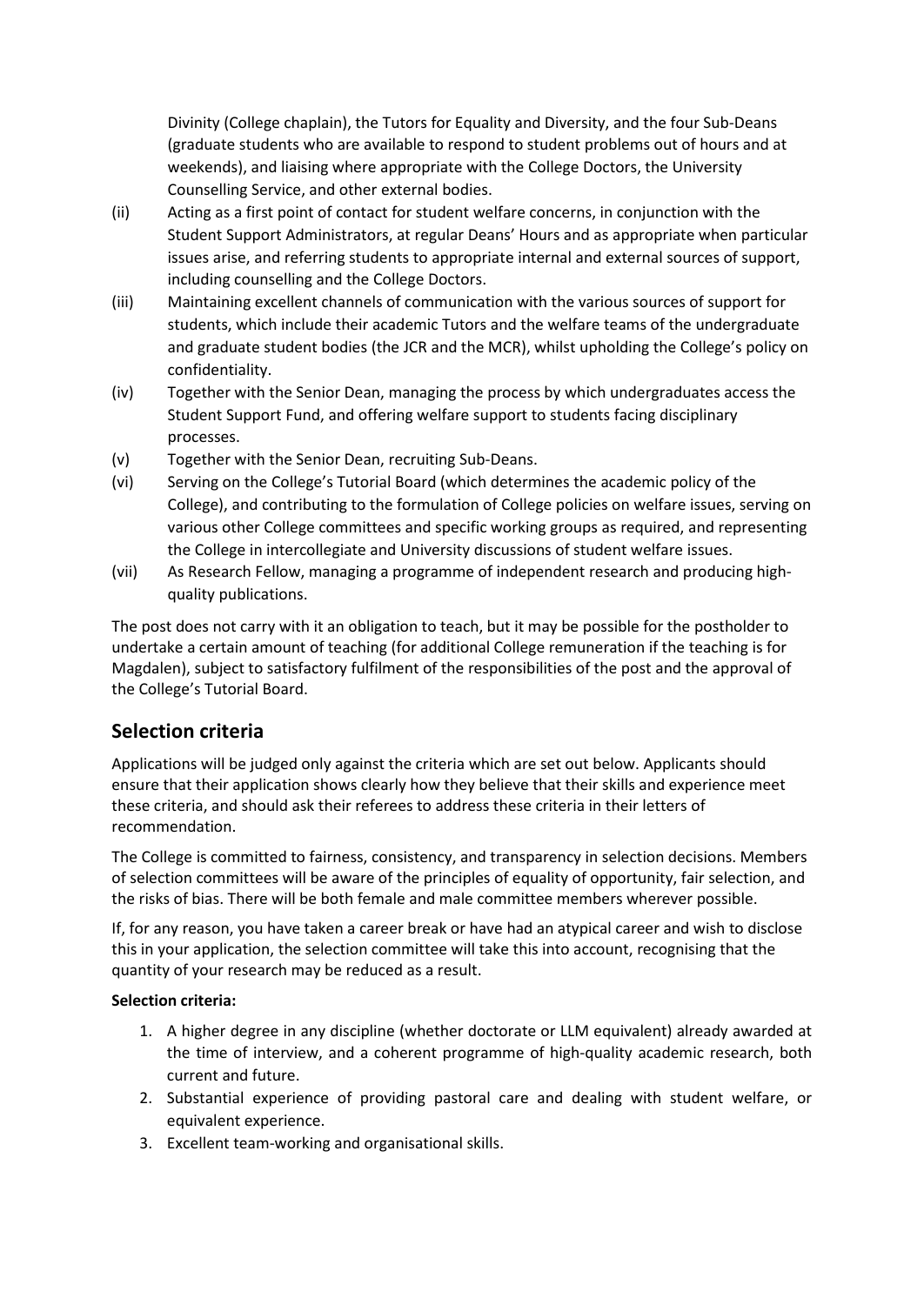Divinity (College chaplain), the Tutors for Equality and Diversity, and the four Sub-Deans (graduate students who are available to respond to student problems out of hours and at weekends), and liaising where appropriate with the College Doctors, the University Counselling Service, and other external bodies.

(ii) Acting as a first point of contact for student welfare concerns, in conjunction with the Student Support Administrators, at regular Deans' Hours and as appropriate when particular issues arise, and referring students to appropriate internal and external sources of support, including counselling and the College Doctors.

(iii) Maintaining excellent channels of communication with the various sources of support for students, which include their academic Tutors and the welfare teams of the undergraduate and graduate student bodies (the JCR and the MCR), whilst upholding the College's policy on confidentiality.

(iv) Together with the Senior Dean, managing the process by which undergraduates access the Student Support Fund, and offering welfare support to students facing disciplinary processes.

(v) Together with the Senior Dean, recruiting Sub-Deans.

(vi) Serving on the College's Tutorial Board (which determines the academic policy of the College), and contributing to the formulation of College policies on welfare issues, serving on various other College committees and specific working groups as required, and representing the College in intercollegiate and University discussions of student welfare issues.

(vii) As Research Fellow, managing a programme of independent research and producing high-quality publications.

The post does not carry with it an obligation to teach, but it may be possible for the postholder to undertake a certain amount of teaching (for additional College remuneration if the teaching is for Magdalen), subject to satisfactory fulfilment of the responsibilities of the post and the approval of the College's Tutorial Board.

## Selection criteria

Applications will be judged only against the criteria which are set out below. Applicants should ensure that their application shows clearly how they believe that their skills and experience meet these criteria, and should ask their referees to address these criteria in their letters of recommendation.

The College is committed to fairness, consistency, and transparency in selection decisions. Members of selection committees will be aware of the principles of equality of opportunity, fair selection, and the risks of bias. There will be both female and male committee members wherever possible.

If, for any reason, you have taken a career break or have had an atypical career and wish to disclose this in your application, the selection committee will take this into account, recognising that the quantity of your research may be reduced as a result.

**Selection criteria:**

1. A higher degree in any discipline (whether doctorate or LLM equivalent) already awarded at the time of interview, and a coherent programme of high-quality academic research, both current and future.
2. Substantial experience of providing pastoral care and dealing with student welfare, or equivalent experience.
3. Excellent team-working and organisational skills.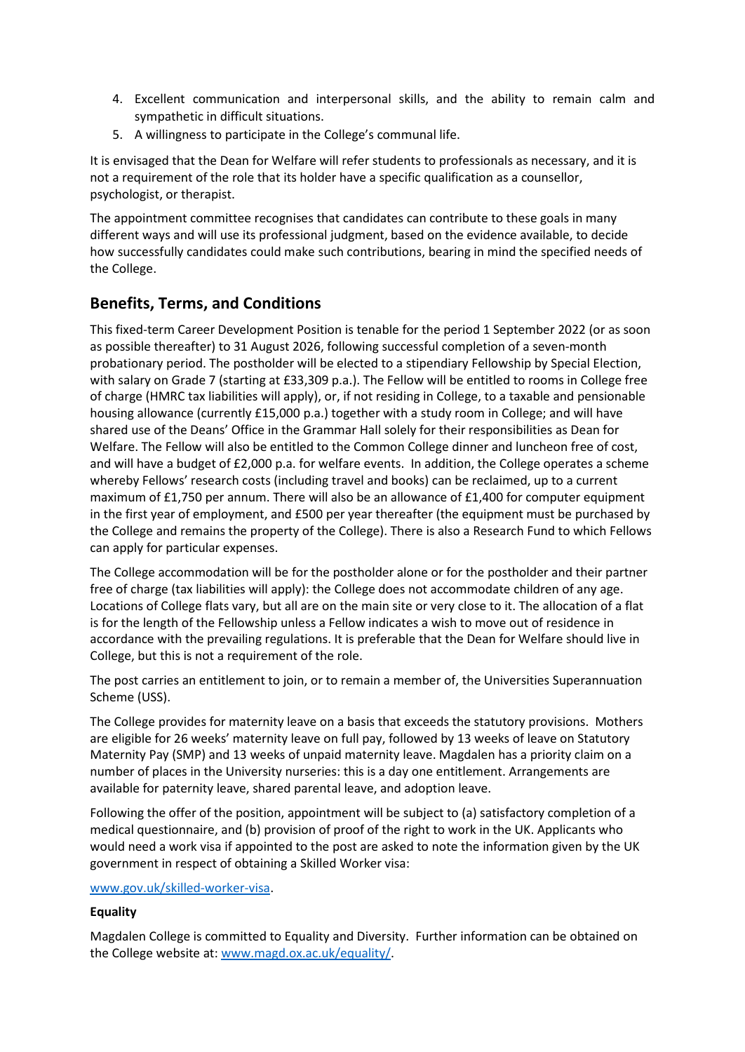4. Excellent communication and interpersonal skills, and the ability to remain calm and sympathetic in difficult situations.
5. A willingness to participate in the College's communal life.

It is envisaged that the Dean for Welfare will refer students to professionals as necessary, and it is not a requirement of the role that its holder have a specific qualification as a counsellor, psychologist, or therapist.

The appointment committee recognises that candidates can contribute to these goals in many different ways and will use its professional judgment, based on the evidence available, to decide how successfully candidates could make such contributions, bearing in mind the specified needs of the College.

## Benefits, Terms, and Conditions

This fixed-term Career Development Position is tenable for the period 1 September 2022 (or as soon as possible thereafter) to 31 August 2026, following successful completion of a seven-month probationary period. The postholder will be elected to a stipendiary Fellowship by Special Election, with salary on Grade 7 (starting at £33,309 p.a.). The Fellow will be entitled to rooms in College free of charge (HMRC tax liabilities will apply), or, if not residing in College, to a taxable and pensionable housing allowance (currently £15,000 p.a.) together with a study room in College; and will have shared use of the Deans' Office in the Grammar Hall solely for their responsibilities as Dean for Welfare. The Fellow will also be entitled to the Common College dinner and luncheon free of cost, and will have a budget of £2,000 p.a. for welfare events. In addition, the College operates a scheme whereby Fellows' research costs (including travel and books) can be reclaimed, up to a current maximum of £1,750 per annum. There will also be an allowance of £1,400 for computer equipment in the first year of employment, and £500 per year thereafter (the equipment must be purchased by the College and remains the property of the College). There is also a Research Fund to which Fellows can apply for particular expenses.

The College accommodation will be for the postholder alone or for the postholder and their partner free of charge (tax liabilities will apply): the College does not accommodate children of any age. Locations of College flats vary, but all are on the main site or very close to it. The allocation of a flat is for the length of the Fellowship unless a Fellow indicates a wish to move out of residence in accordance with the prevailing regulations. It is preferable that the Dean for Welfare should live in College, but this is not a requirement of the role.

The post carries an entitlement to join, or to remain a member of, the Universities Superannuation Scheme (USS).

The College provides for maternity leave on a basis that exceeds the statutory provisions. Mothers are eligible for 26 weeks' maternity leave on full pay, followed by 13 weeks of leave on Statutory Maternity Pay (SMP) and 13 weeks of unpaid maternity leave. Magdalen has a priority claim on a number of places in the University nurseries: this is a day one entitlement. Arrangements are available for paternity leave, shared parental leave, and adoption leave.

Following the offer of the position, appointment will be subject to (a) satisfactory completion of a medical questionnaire, and (b) provision of proof of the right to work in the UK. Applicants who would need a work visa if appointed to the post are asked to note the information given by the UK government in respect of obtaining a Skilled Worker visa:

www.gov.uk/skilled-worker-visa.

**Equality**

Magdalen College is committed to Equality and Diversity. Further information can be obtained on the College website at: www.magd.ox.ac.uk/equality/.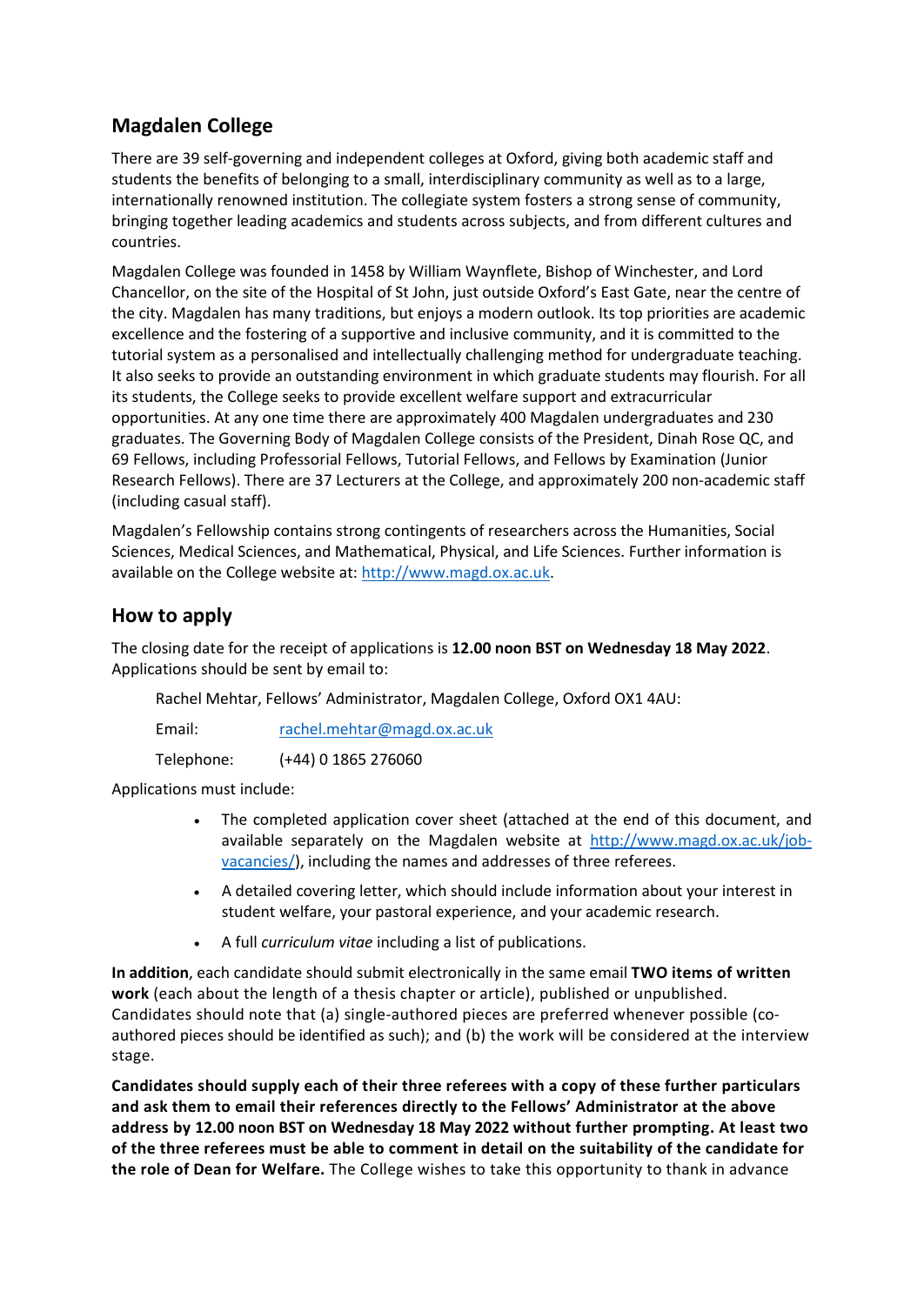## Magdalen College

There are 39 self-governing and independent colleges at Oxford, giving both academic staff and students the benefits of belonging to a small, interdisciplinary community as well as to a large, internationally renowned institution. The collegiate system fosters a strong sense of community, bringing together leading academics and students across subjects, and from different cultures and countries.

Magdalen College was founded in 1458 by William Waynflete, Bishop of Winchester, and Lord Chancellor, on the site of the Hospital of St John, just outside Oxford's East Gate, near the centre of the city. Magdalen has many traditions, but enjoys a modern outlook. Its top priorities are academic excellence and the fostering of a supportive and inclusive community, and it is committed to the tutorial system as a personalised and intellectually challenging method for undergraduate teaching. It also seeks to provide an outstanding environment in which graduate students may flourish. For all its students, the College seeks to provide excellent welfare support and extracurricular opportunities. At any one time there are approximately 400 Magdalen undergraduates and 230 graduates. The Governing Body of Magdalen College consists of the President, Dinah Rose QC, and 69 Fellows, including Professorial Fellows, Tutorial Fellows, and Fellows by Examination (Junior Research Fellows). There are 37 Lecturers at the College, and approximately 200 non-academic staff (including casual staff).

Magdalen's Fellowship contains strong contingents of researchers across the Humanities, Social Sciences, Medical Sciences, and Mathematical, Physical, and Life Sciences. Further information is available on the College website at: http://www.magd.ox.ac.uk.

## How to apply

The closing date for the receipt of applications is **12.00 noon BST on Wednesday 18 May 2022**. Applications should be sent by email to:

Rachel Mehtar, Fellows' Administrator, Magdalen College, Oxford OX1 4AU:

Email: rachel.mehtar@magd.ox.ac.uk

Telephone: (+44) 0 1865 276060

Applications must include:

- The completed application cover sheet (attached at the end of this document, and available separately on the Magdalen website at http://www.magd.ox.ac.uk/job-vacancies/), including the names and addresses of three referees.
- A detailed covering letter, which should include information about your interest in student welfare, your pastoral experience, and your academic research.
- A full *curriculum vitae* including a list of publications.

**In addition**, each candidate should submit electronically in the same email **TWO items of written work** (each about the length of a thesis chapter or article), published or unpublished. Candidates should note that (a) single-authored pieces are preferred whenever possible (co-authored pieces should be identified as such); and (b) the work will be considered at the interview stage.

**Candidates should supply each of their three referees with a copy of these further particulars and ask them to email their references directly to the Fellows' Administrator at the above address by 12.00 noon BST on Wednesday 18 May 2022 without further prompting. At least two of the three referees must be able to comment in detail on the suitability of the candidate for the role of Dean for Welfare.** The College wishes to take this opportunity to thank in advance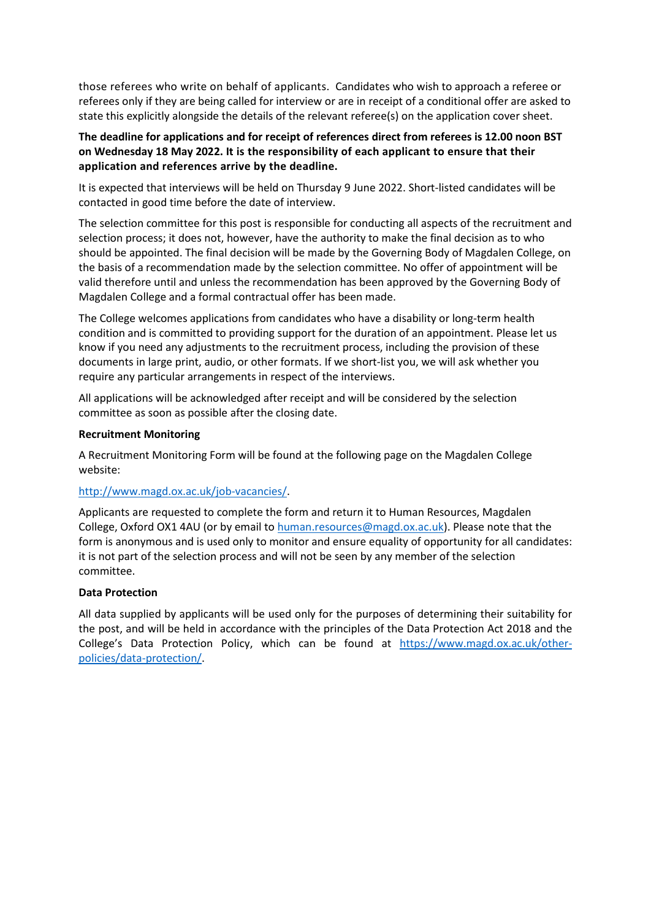those referees who write on behalf of applicants. Candidates who wish to approach a referee or referees only if they are being called for interview or are in receipt of a conditional offer are asked to state this explicitly alongside the details of the relevant referee(s) on the application cover sheet.

**The deadline for applications and for receipt of references direct from referees is 12.00 noon BST on Wednesday 18 May 2022. It is the responsibility of each applicant to ensure that their application and references arrive by the deadline.**

It is expected that interviews will be held on Thursday 9 June 2022. Short-listed candidates will be contacted in good time before the date of interview.

The selection committee for this post is responsible for conducting all aspects of the recruitment and selection process; it does not, however, have the authority to make the final decision as to who should be appointed. The final decision will be made by the Governing Body of Magdalen College, on the basis of a recommendation made by the selection committee. No offer of appointment will be valid therefore until and unless the recommendation has been approved by the Governing Body of Magdalen College and a formal contractual offer has been made.

The College welcomes applications from candidates who have a disability or long-term health condition and is committed to providing support for the duration of an appointment. Please let us know if you need any adjustments to the recruitment process, including the provision of these documents in large print, audio, or other formats. If we short-list you, we will ask whether you require any particular arrangements in respect of the interviews.

All applications will be acknowledged after receipt and will be considered by the selection committee as soon as possible after the closing date.

**Recruitment Monitoring**

A Recruitment Monitoring Form will be found at the following page on the Magdalen College website:

http://www.magd.ox.ac.uk/job-vacancies/.

Applicants are requested to complete the form and return it to Human Resources, Magdalen College, Oxford OX1 4AU (or by email to human.resources@magd.ox.ac.uk). Please note that the form is anonymous and is used only to monitor and ensure equality of opportunity for all candidates: it is not part of the selection process and will not be seen by any member of the selection committee.

**Data Protection**

All data supplied by applicants will be used only for the purposes of determining their suitability for the post, and will be held in accordance with the principles of the Data Protection Act 2018 and the College's Data Protection Policy, which can be found at https://www.magd.ox.ac.uk/other-policies/data-protection/.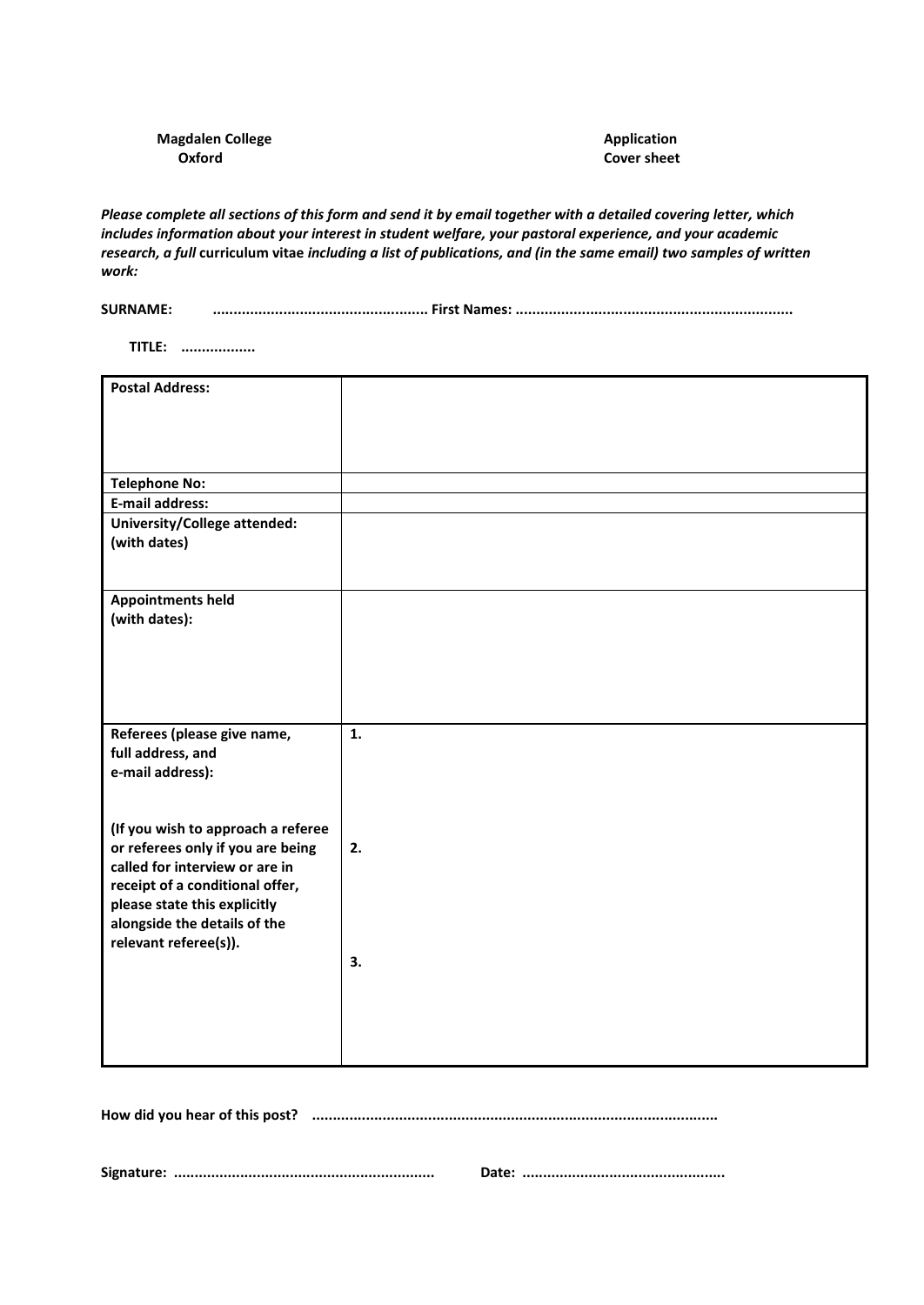**Magdalen College**
**Oxford**

**Application**
**Cover sheet**

***Please complete all sections of this form and send it by email together with a detailed covering letter, which includes information about your interest in student welfare, your pastoral experience, and your academic research, a full* curriculum vitae *including a list of publications, and (in the same email) two samples of written work:***

**SURNAME: ................................................... First Names: .................................................................**

**TITLE: ..................**

| | |
|---|---|
| **Postal Address:** | |
| **Telephone No:** | |
| **E-mail address:** | |
| **University/College attended: (with dates)** | |
| **Appointments held (with dates):** | |
| **Referees (please give name, full address, and e-mail address):**<br><br>**(If you wish to approach a referee or referees only if you are being called for interview or are in receipt of a conditional offer, please state this explicitly alongside the details of the relevant referee(s)).** | **1.**<br><br>**2.**<br><br>**3.** |

**How did you hear of this post? ................................................................................................**

**Signature: .............................................................. Date: ................................................**